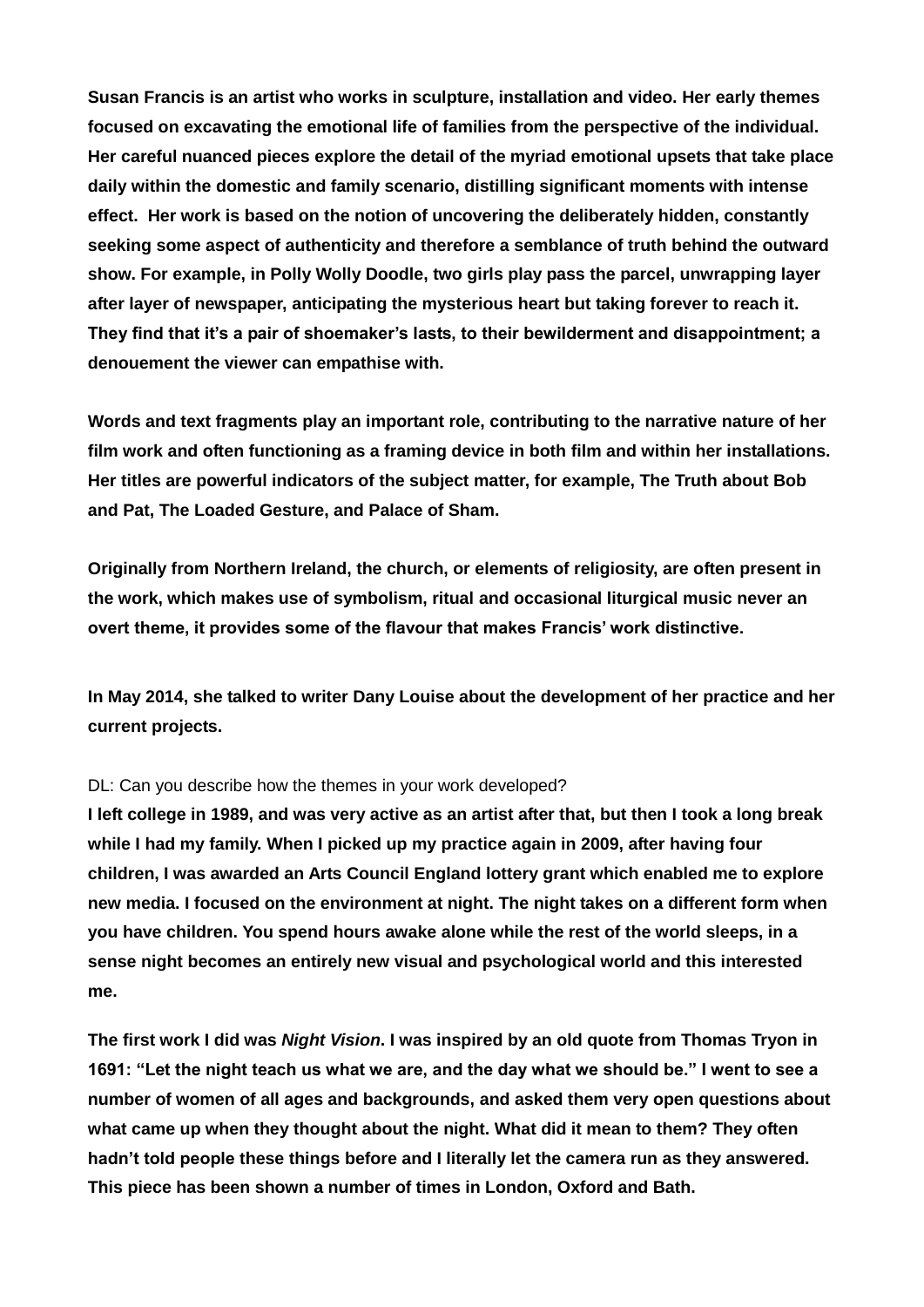**Susan Francis is an artist who works in sculpture, installation and video. Her early themes focused on excavating the emotional life of families from the perspective of the individual. Her careful nuanced pieces explore the detail of the myriad emotional upsets that take place daily within the domestic and family scenario, distilling significant moments with intense effect. Her work is based on the notion of uncovering the deliberately hidden, constantly seeking some aspect of authenticity and therefore a semblance of truth behind the outward show. For example, in Polly Wolly Doodle, two girls play pass the parcel, unwrapping layer after layer of newspaper, anticipating the mysterious heart but taking forever to reach it. They find that it's a pair of shoemaker's lasts, to their bewilderment and disappointment; a denouement the viewer can empathise with.**

**Words and text fragments play an important role, contributing to the narrative nature of her film work and often functioning as a framing device in both film and within her installations. Her titles are powerful indicators of the subject matter, for example, The Truth about Bob and Pat, The Loaded Gesture, and Palace of Sham.**

**Originally from Northern Ireland, the church, or elements of religiosity, are often present in the work, which makes use of symbolism, ritual and occasional liturgical music never an overt theme, it provides some of the flavour that makes Francis' work distinctive.**

**In May 2014, she talked to writer Dany Louise about the development of her practice and her current projects.**

DL: Can you describe how the themes in your work developed?

**I left college in 1989, and was very active as an artist after that, but then I took a long break while I had my family. When I picked up my practice again in 2009, after having four children, I was awarded an Arts Council England lottery grant which enabled me to explore new media. I focused on the environment at night. The night takes on a different form when you have children. You spend hours awake alone while the rest of the world sleeps, in a sense night becomes an entirely new visual and psychological world and this interested me.**

**The first work I did was *Night Vision*. I was inspired by an old quote from Thomas Tryon in 1691: "Let the night teach us what we are, and the day what we should be." I went to see a number of women of all ages and backgrounds, and asked them very open questions about what came up when they thought about the night. What did it mean to them? They often hadn't told people these things before and I literally let the camera run as they answered. This piece has been shown a number of times in London, Oxford and Bath.**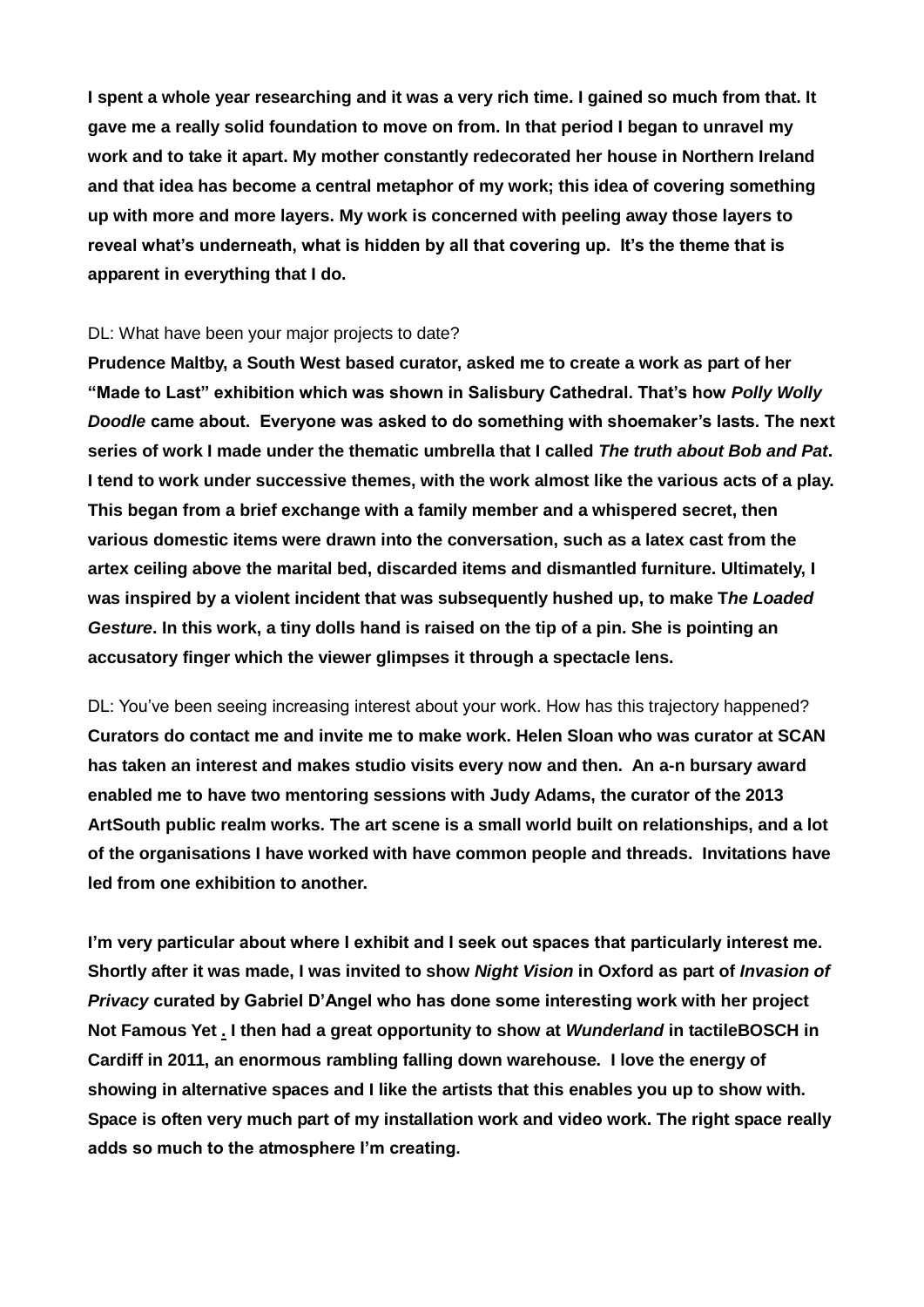**I spent a whole year researching and it was a very rich time. I gained so much from that. It gave me a really solid foundation to move on from. In that period I began to unravel my work and to take it apart. My mother constantly redecorated her house in Northern Ireland and that idea has become a central metaphor of my work; this idea of covering something up with more and more layers. My work is concerned with peeling away those layers to reveal what's underneath, what is hidden by all that covering up. It's the theme that is apparent in everything that I do.**

DL: What have been your major projects to date?

**Prudence Maltby, a South West based curator, asked me to create a work as part of her "Made to Last" exhibition which was shown in Salisbury Cathedral. That's how *Polly Wolly Doodle* came about. Everyone was asked to do something with shoemaker's lasts. The next series of work I made under the thematic umbrella that I called *The truth about Bob and Pat*. I tend to work under successive themes, with the work almost like the various acts of a play. This began from a brief exchange with a family member and a whispered secret, then various domestic items were drawn into the conversation, such as a latex cast from the artex ceiling above the marital bed, discarded items and dismantled furniture. Ultimately, I was inspired by a violent incident that was subsequently hushed up, to make T*he Loaded Gesture*. In this work, a tiny dolls hand is raised on the tip of a pin. She is pointing an accusatory finger which the viewer glimpses it through a spectacle lens.**

DL: You've been seeing increasing interest about your work. How has this trajectory happened?

**Curators do contact me and invite me to make work. Helen Sloan who was curator at SCAN has taken an interest and makes studio visits every now and then. An a-n bursary award enabled me to have two mentoring sessions with Judy Adams, the curator of the 2013 ArtSouth public realm works. The art scene is a small world built on relationships, and a lot of the organisations I have worked with have common people and threads. Invitations have led from one exhibition to another.**

**I'm very particular about where I exhibit and I seek out spaces that particularly interest me. Shortly after it was made, I was invited to show *Night Vision* in Oxford as part of *Invasion of Privacy* curated by Gabriel D'Angel who has done some interesting work with her project Not Famous Yet . I then had a great opportunity to show at *Wunderland* in tactileBOSCH in Cardiff in 2011, an enormous rambling falling down warehouse. I love the energy of showing in alternative spaces and I like the artists that this enables you up to show with. Space is often very much part of my installation work and video work. The right space really adds so much to the atmosphere I'm creating.**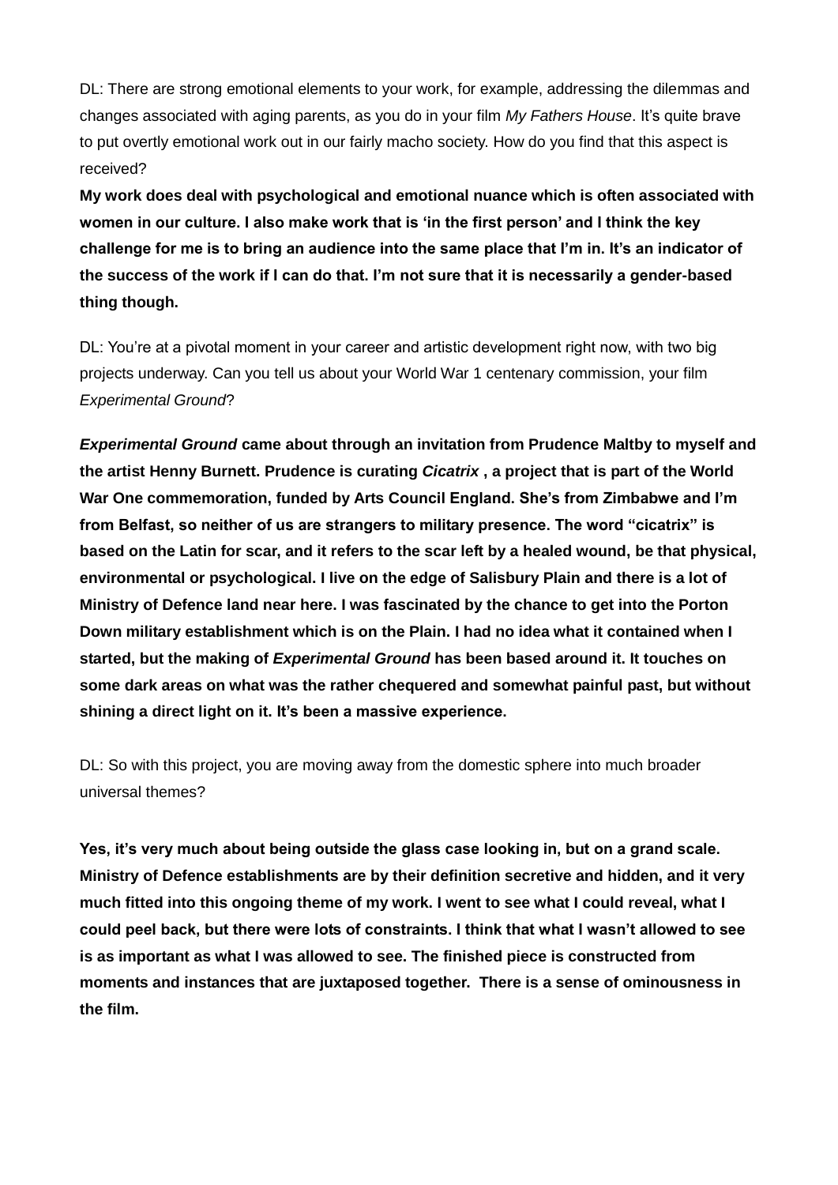DL: There are strong emotional elements to your work, for example, addressing the dilemmas and changes associated with aging parents, as you do in your film *My Fathers House*. It's quite brave to put overtly emotional work out in our fairly macho society. How do you find that this aspect is received?

**My work does deal with psychological and emotional nuance which is often associated with women in our culture. I also make work that is 'in the first person' and I think the key challenge for me is to bring an audience into the same place that I'm in. It's an indicator of the success of the work if I can do that. I'm not sure that it is necessarily a gender-based thing though.**

DL: You're at a pivotal moment in your career and artistic development right now, with two big projects underway. Can you tell us about your World War 1 centenary commission, your film *Experimental Ground*?

***Experimental Ground* came about through an invitation from Prudence Maltby to myself and the artist Henny Burnett. Prudence is curating *Cicatrix* , a project that is part of the World War One commemoration, funded by Arts Council England. She's from Zimbabwe and I'm from Belfast, so neither of us are strangers to military presence. The word "cicatrix" is based on the Latin for scar, and it refers to the scar left by a healed wound, be that physical, environmental or psychological. I live on the edge of Salisbury Plain and there is a lot of Ministry of Defence land near here. I was fascinated by the chance to get into the Porton Down military establishment which is on the Plain. I had no idea what it contained when I started, but the making of *Experimental Ground* has been based around it. It touches on some dark areas on what was the rather chequered and somewhat painful past, but without shining a direct light on it. It's been a massive experience.**

DL: So with this project, you are moving away from the domestic sphere into much broader universal themes?

**Yes, it's very much about being outside the glass case looking in, but on a grand scale. Ministry of Defence establishments are by their definition secretive and hidden, and it very much fitted into this ongoing theme of my work. I went to see what I could reveal, what I could peel back, but there were lots of constraints. I think that what I wasn't allowed to see is as important as what I was allowed to see. The finished piece is constructed from moments and instances that are juxtaposed together. There is a sense of ominousness in the film.**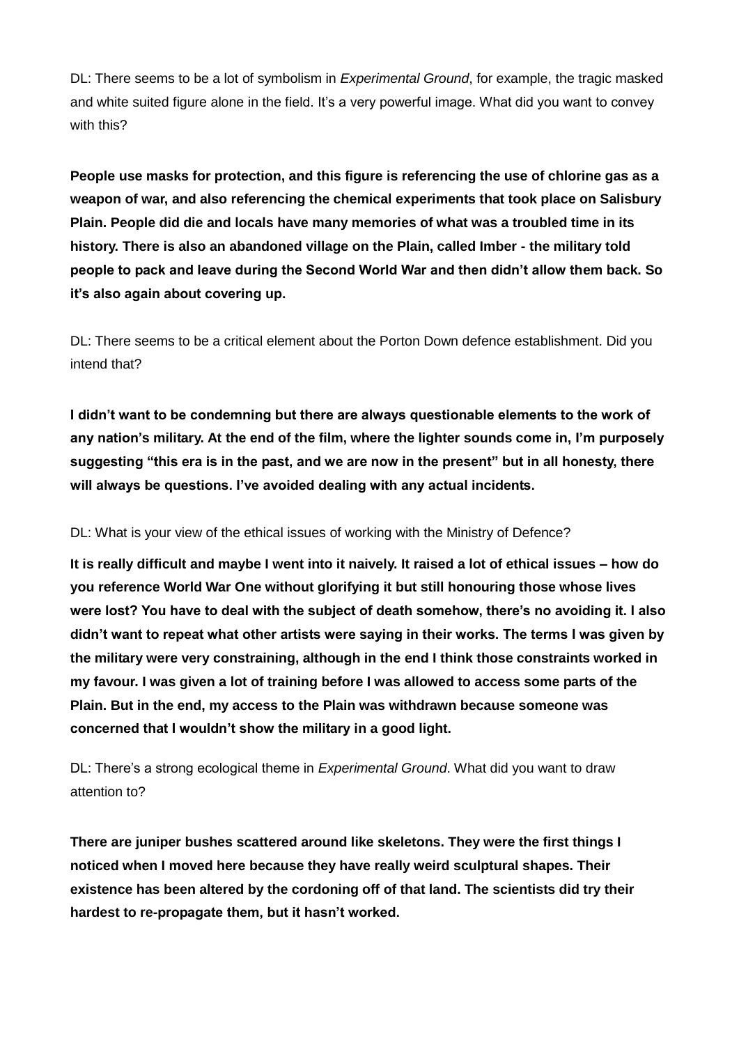DL: There seems to be a lot of symbolism in *Experimental Ground*, for example, the tragic masked and white suited figure alone in the field. It's a very powerful image. What did you want to convey with this?

**People use masks for protection, and this figure is referencing the use of chlorine gas as a weapon of war, and also referencing the chemical experiments that took place on Salisbury Plain. People did die and locals have many memories of what was a troubled time in its history. There is also an abandoned village on the Plain, called Imber - the military told people to pack and leave during the Second World War and then didn't allow them back. So it's also again about covering up.**

DL: There seems to be a critical element about the Porton Down defence establishment. Did you intend that?

**I didn't want to be condemning but there are always questionable elements to the work of any nation's military. At the end of the film, where the lighter sounds come in, I'm purposely suggesting "this era is in the past, and we are now in the present" but in all honesty, there will always be questions. I've avoided dealing with any actual incidents.**

DL: What is your view of the ethical issues of working with the Ministry of Defence?

**It is really difficult and maybe I went into it naively. It raised a lot of ethical issues – how do you reference World War One without glorifying it but still honouring those whose lives were lost? You have to deal with the subject of death somehow, there's no avoiding it. I also didn't want to repeat what other artists were saying in their works. The terms I was given by the military were very constraining, although in the end I think those constraints worked in my favour. I was given a lot of training before I was allowed to access some parts of the Plain. But in the end, my access to the Plain was withdrawn because someone was concerned that I wouldn't show the military in a good light.**

DL: There's a strong ecological theme in *Experimental Ground*. What did you want to draw attention to?

**There are juniper bushes scattered around like skeletons. They were the first things I noticed when I moved here because they have really weird sculptural shapes. Their existence has been altered by the cordoning off of that land. The scientists did try their hardest to re-propagate them, but it hasn't worked.**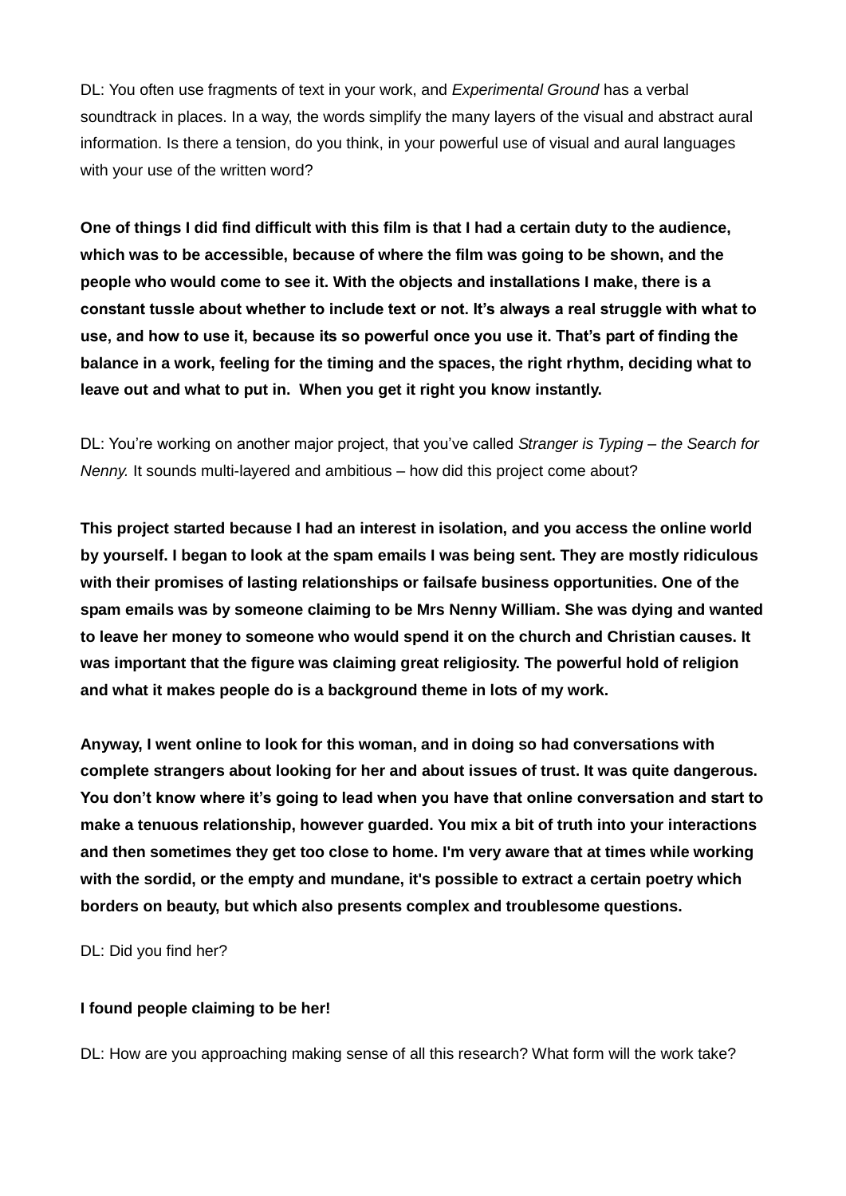DL: You often use fragments of text in your work, and *Experimental Ground* has a verbal soundtrack in places. In a way, the words simplify the many layers of the visual and abstract aural information. Is there a tension, do you think, in your powerful use of visual and aural languages with your use of the written word?

**One of things I did find difficult with this film is that I had a certain duty to the audience, which was to be accessible, because of where the film was going to be shown, and the people who would come to see it. With the objects and installations I make, there is a constant tussle about whether to include text or not. It's always a real struggle with what to use, and how to use it, because its so powerful once you use it. That's part of finding the balance in a work, feeling for the timing and the spaces, the right rhythm, deciding what to leave out and what to put in.  When you get it right you know instantly.**

DL: You're working on another major project, that you've called *Stranger is Typing – the Search for Nenny.* It sounds multi-layered and ambitious – how did this project come about?

**This project started because I had an interest in isolation, and you access the online world by yourself. I began to look at the spam emails I was being sent. They are mostly ridiculous with their promises of lasting relationships or failsafe business opportunities. One of the spam emails was by someone claiming to be Mrs Nenny William. She was dying and wanted to leave her money to someone who would spend it on the church and Christian causes. It was important that the figure was claiming great religiosity. The powerful hold of religion and what it makes people do is a background theme in lots of my work.**

**Anyway, I went online to look for this woman, and in doing so had conversations with complete strangers about looking for her and about issues of trust. It was quite dangerous. You don't know where it's going to lead when you have that online conversation and start to make a tenuous relationship, however guarded. You mix a bit of truth into your interactions and then sometimes they get too close to home. I'm very aware that at times while working with the sordid, or the empty and mundane, it's possible to extract a certain poetry which borders on beauty, but which also presents complex and troublesome questions.**

DL: Did you find her?

**I found people claiming to be her!**

DL: How are you approaching making sense of all this research? What form will the work take?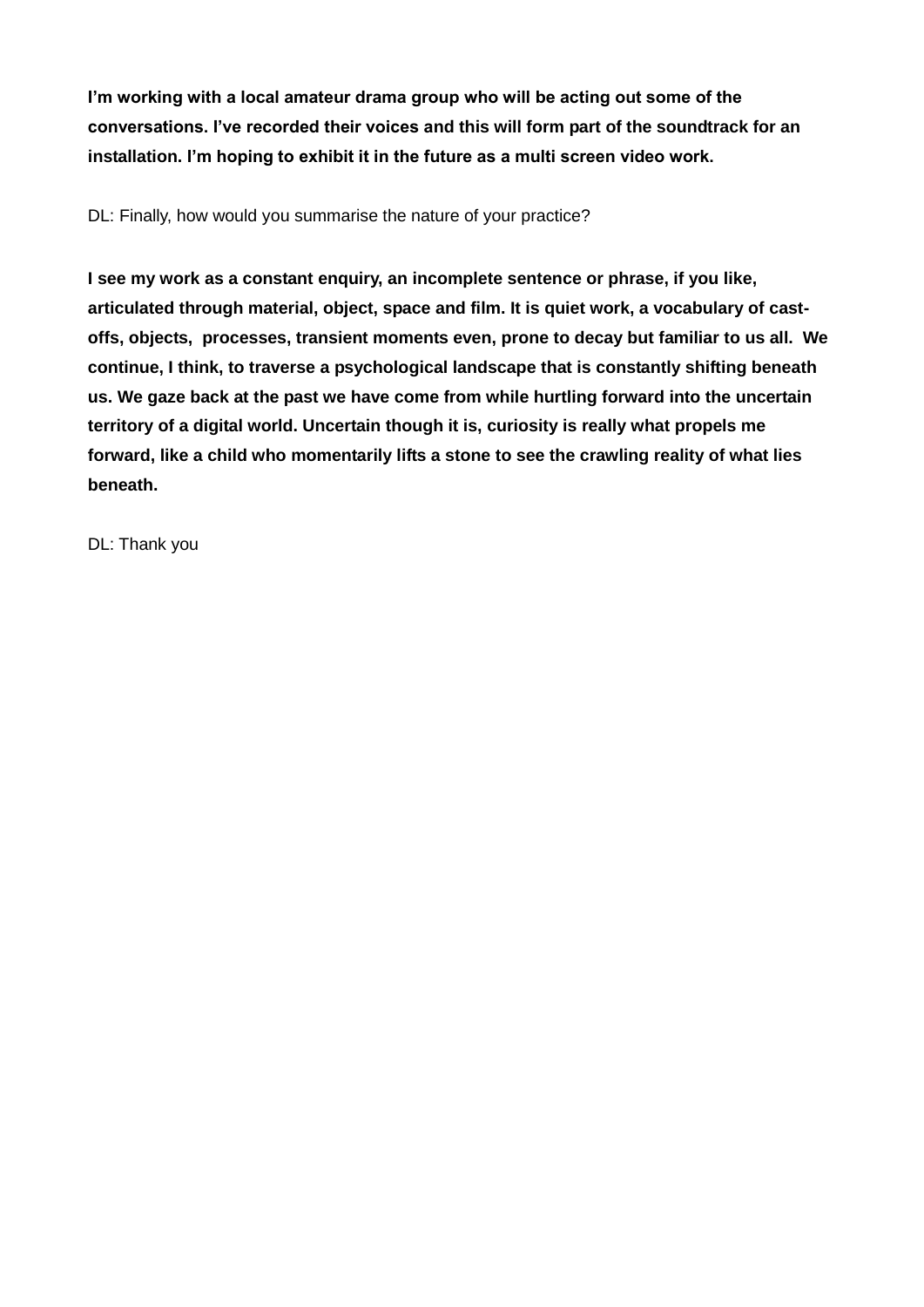**I'm working with a local amateur drama group who will be acting out some of the conversations. I've recorded their voices and this will form part of the soundtrack for an installation. I'm hoping to exhibit it in the future as a multi screen video work.**

DL: Finally, how would you summarise the nature of your practice?

**I see my work as a constant enquiry, an incomplete sentence or phrase, if you like, articulated through material, object, space and film. It is quiet work, a vocabulary of cast-offs, objects, processes, transient moments even, prone to decay but familiar to us all. We continue, I think, to traverse a psychological landscape that is constantly shifting beneath us. We gaze back at the past we have come from while hurtling forward into the uncertain territory of a digital world. Uncertain though it is, curiosity is really what propels me forward, like a child who momentarily lifts a stone to see the crawling reality of what lies beneath.**

DL: Thank you